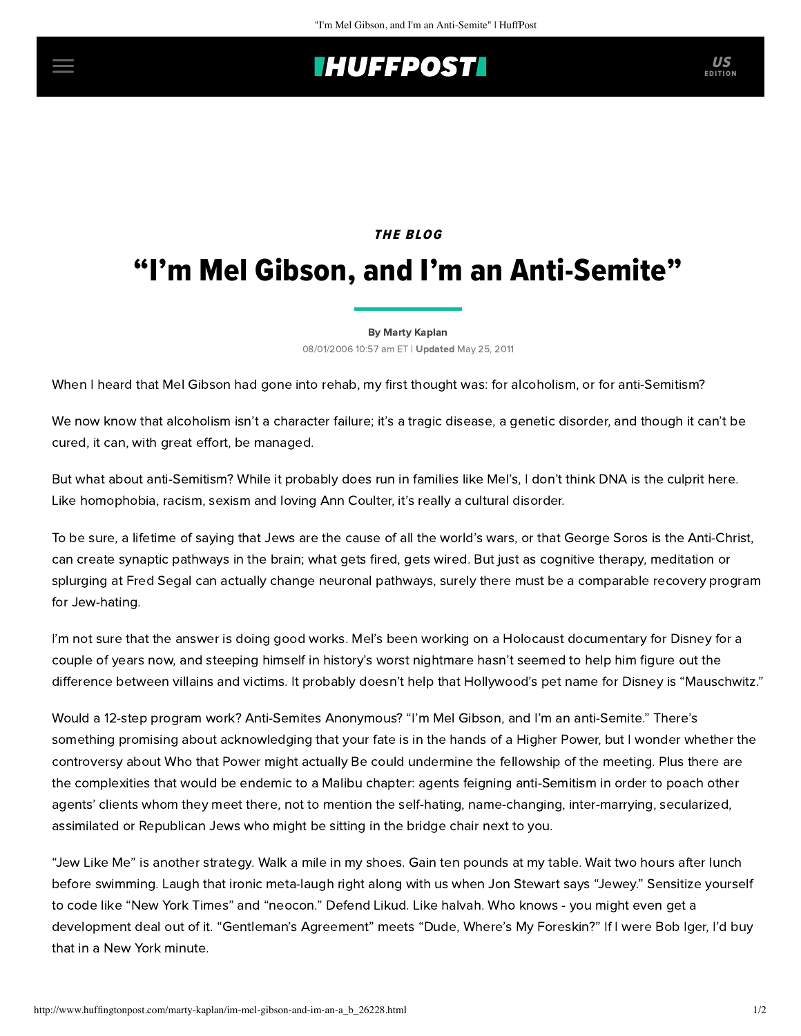*THE BLOG*

# "I'm Mel Gibson, and I'm an Anti-Semite"

By Marty Kaplan

08/01/2006 10:57 am ET | **Updated** May 25, 2011

When I heard that Mel Gibson had gone into rehab, my first thought was: for alcoholism, or for anti-Semitism?

We now know that alcoholism isn't a character failure; it's a tragic disease, a genetic disorder, and though it can't be cured, it can, with great effort, be managed.

But what about anti-Semitism? While it probably does run in families like Mel's, I don't think DNA is the culprit here. Like homophobia, racism, sexism and loving Ann Coulter, it's really a cultural disorder.

To be sure, a lifetime of saying that Jews are the cause of all the world's wars, or that George Soros is the Anti-Christ, can create synaptic pathways in the brain; what gets fired, gets wired. But just as cognitive therapy, meditation or splurging at Fred Segal can actually change neuronal pathways, surely there must be a comparable recovery program for Jew-hating.

I'm not sure that the answer is doing good works. Mel's been working on a Holocaust documentary for Disney for a couple of years now, and steeping himself in history's worst nightmare hasn't seemed to help him figure out the difference between villains and victims. It probably doesn't help that Hollywood's pet name for Disney is "Mauschwitz."

Would a 12-step program work? Anti-Semites Anonymous? "I'm Mel Gibson, and I'm an anti-Semite." There's something promising about acknowledging that your fate is in the hands of a Higher Power, but I wonder whether the controversy about Who that Power might actually Be could undermine the fellowship of the meeting. Plus there are the complexities that would be endemic to a Malibu chapter: agents feigning anti-Semitism in order to poach other agents' clients whom they meet there, not to mention the self-hating, name-changing, inter-marrying, secularized, assimilated or Republican Jews who might be sitting in the bridge chair next to you.

"Jew Like Me" is another strategy. Walk a mile in my shoes. Gain ten pounds at my table. Wait two hours after lunch before swimming. Laugh that ironic meta-laugh right along with us when Jon Stewart says "Jewey." Sensitize yourself to code like "New York Times" and "neocon." Defend Likud. Like halvah. Who knows - you might even get a development deal out of it. "Gentleman's Agreement" meets "Dude, Where's My Foreskin?" If I were Bob Iger, I'd buy that in a New York minute.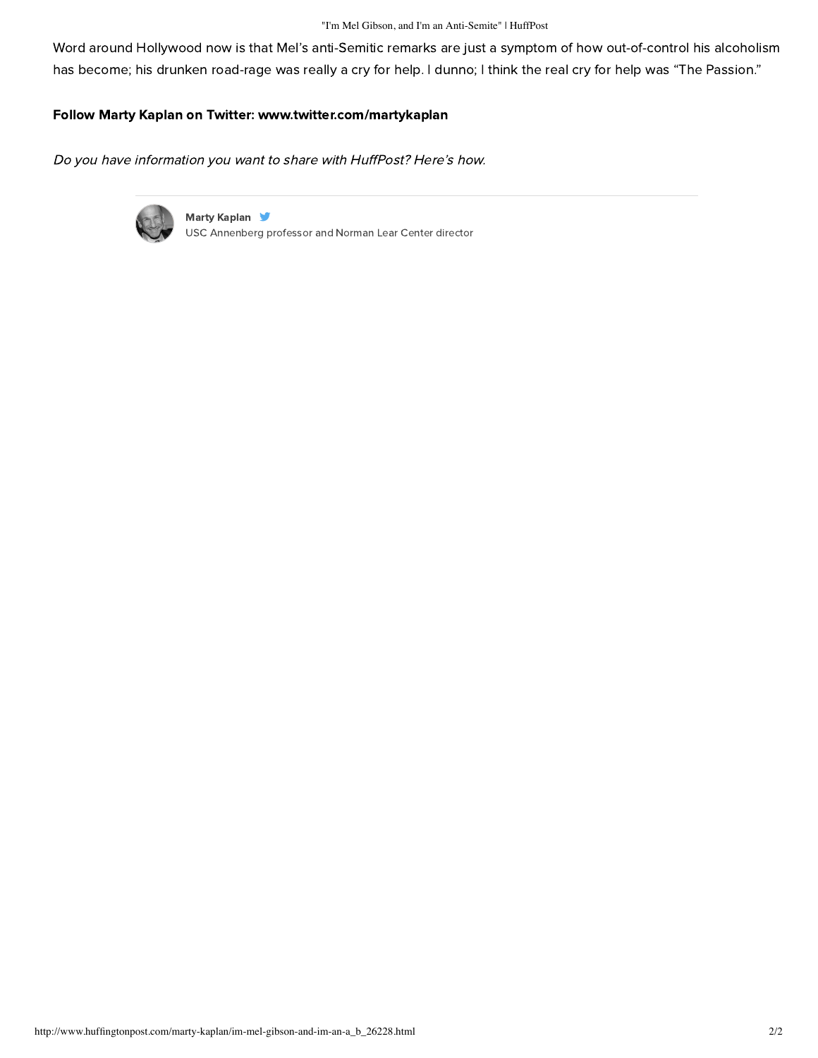Word around Hollywood now is that Mel's anti-Semitic remarks are just a symptom of how out-of-control his alcoholism has become; his drunken road-rage was really a cry for help. I dunno; I think the real cry for help was "The Passion."

**Follow Marty Kaplan on Twitter: www.twitter.com/martykaplan**

*Do you have information you want to share with HuffPost? Here's how.*

**Marty Kaplan**
USC Annenberg professor and Norman Lear Center director